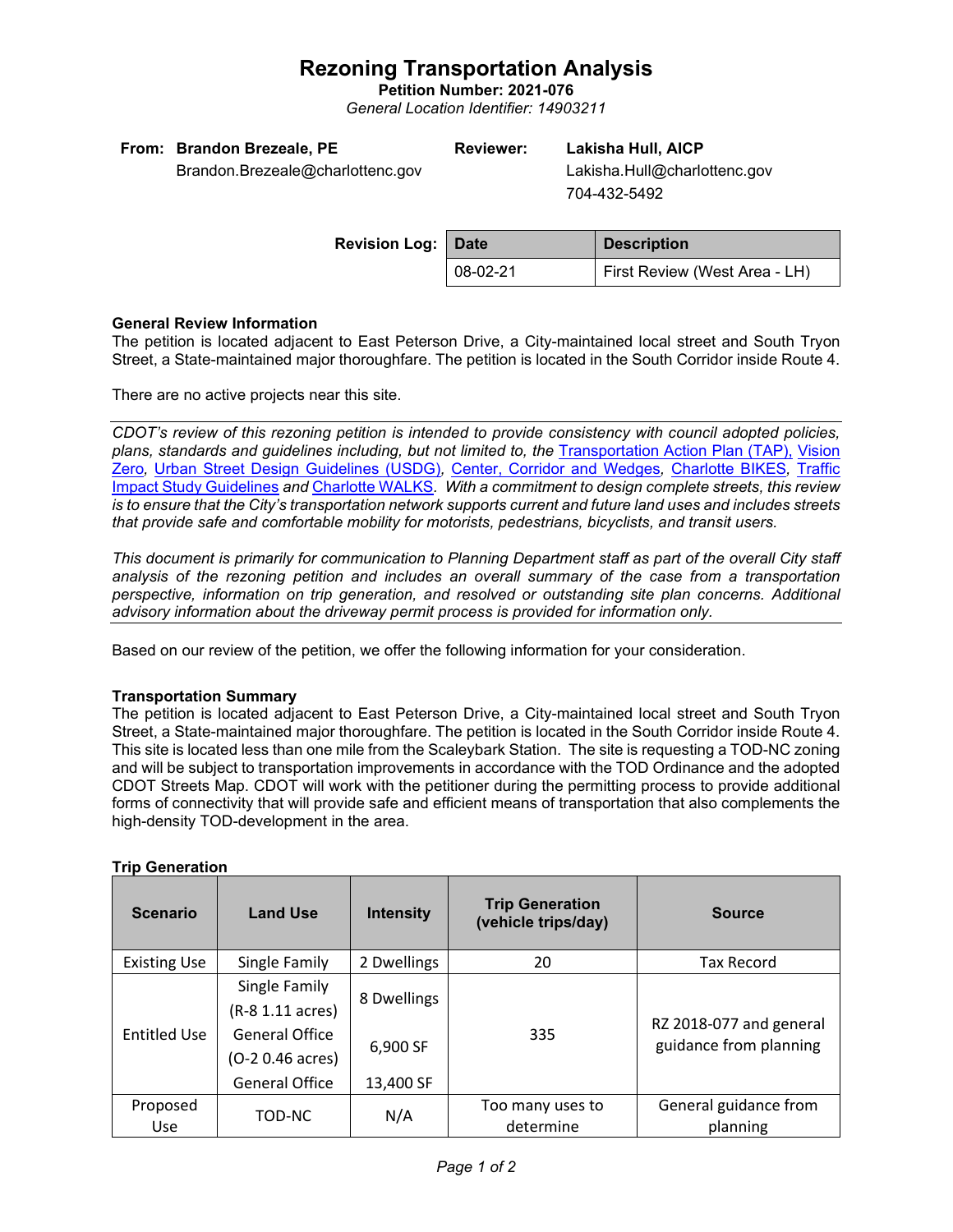# Rezoning Transportation Analysis

**Petition Number: 2021-076**

*General Location Identifier: 14903211*

**From:** **Brandon Brezeale, PE**
Brandon.Brezeale@charlottenc.gov

**Reviewer:** **Lakisha Hull, AICP**
Lakisha.Hull@charlottenc.gov
704-432-5492

**Revision Log:**

| Date | Description |
|---|---|
| 08-02-21 | First Review (West Area - LH) |

**General Review Information**

The petition is located adjacent to East Peterson Drive, a City-maintained local street and South Tryon Street, a State-maintained major thoroughfare. The petition is located in the South Corridor inside Route 4.

There are no active projects near this site.

*CDOT's review of this rezoning petition is intended to provide consistency with council adopted policies, plans, standards and guidelines including, but not limited to, the Transportation Action Plan (TAP), Vision Zero, Urban Street Design Guidelines (USDG), Center, Corridor and Wedges, Charlotte BIKES, Traffic Impact Study Guidelines and Charlotte WALKS. With a commitment to design complete streets, this review is to ensure that the City's transportation network supports current and future land uses and includes streets that provide safe and comfortable mobility for motorists, pedestrians, bicyclists, and transit users.*

*This document is primarily for communication to Planning Department staff as part of the overall City staff analysis of the rezoning petition and includes an overall summary of the case from a transportation perspective, information on trip generation, and resolved or outstanding site plan concerns. Additional advisory information about the driveway permit process is provided for information only.*

Based on our review of the petition, we offer the following information for your consideration.

**Transportation Summary**

The petition is located adjacent to East Peterson Drive, a City-maintained local street and South Tryon Street, a State-maintained major thoroughfare. The petition is located in the South Corridor inside Route 4. This site is located less than one mile from the Scaleybark Station. The site is requesting a TOD-NC zoning and will be subject to transportation improvements in accordance with the TOD Ordinance and the adopted CDOT Streets Map. CDOT will work with the petitioner during the permitting process to provide additional forms of connectivity that will provide safe and efficient means of transportation that also complements the high-density TOD-development in the area.

**Trip Generation**

| Scenario | Land Use | Intensity | Trip Generation (vehicle trips/day) | Source |
|---|---|---|---|---|
| Existing Use | Single Family | 2 Dwellings | 20 | Tax Record |
| Entitled Use | Single Family (R-8 1.11 acres) General Office (O-2 0.46 acres) General Office | 8 Dwellings 6,900 SF 13,400 SF | 335 | RZ 2018-077 and general guidance from planning |
| Proposed Use | TOD-NC | N/A | Too many uses to determine | General guidance from planning |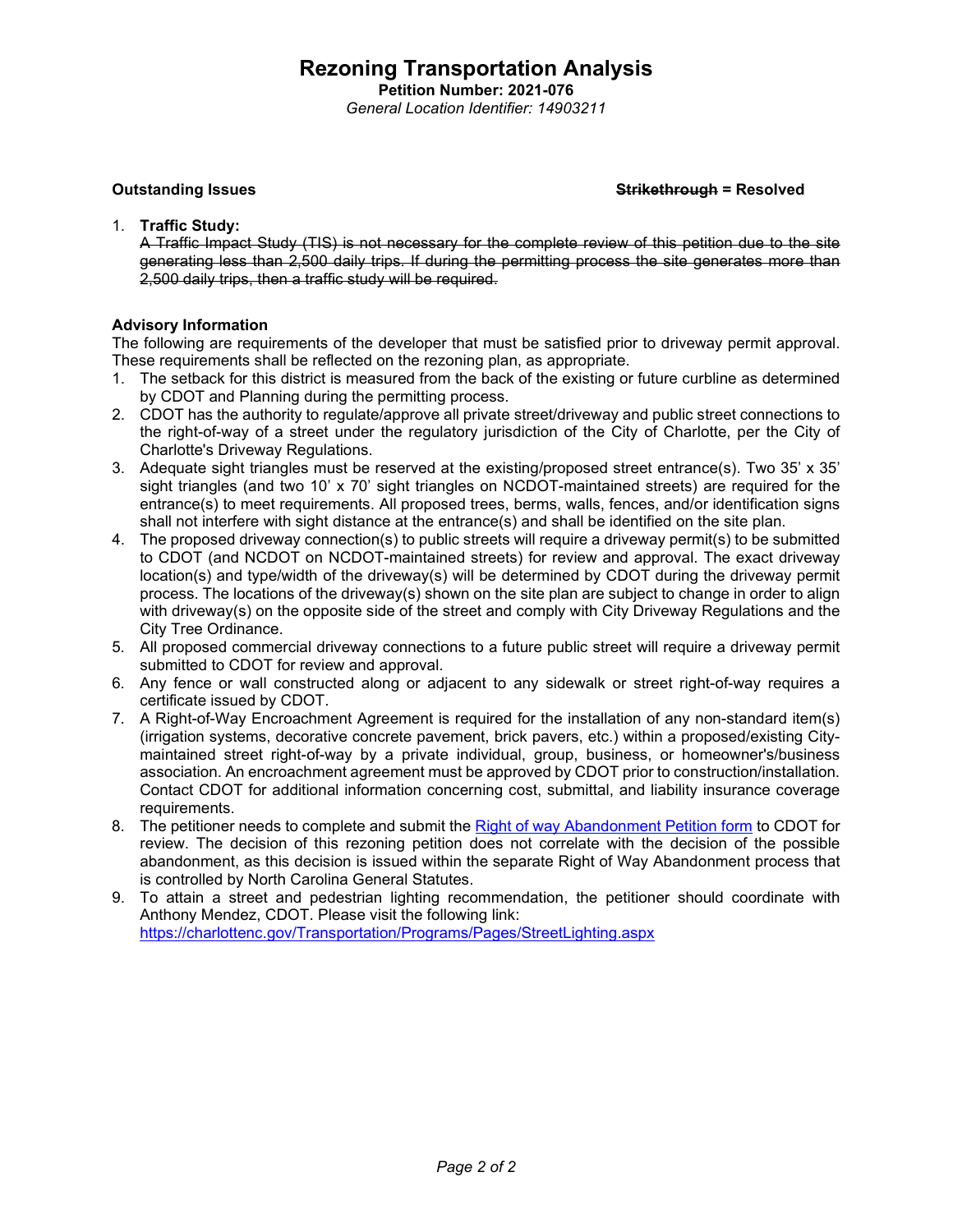# Rezoning Transportation Analysis

**Petition Number: 2021-076**

*General Location Identifier: 14903211*

**Outstanding Issues** **~~Strikethrough~~ = Resolved**

1. **Traffic Study:**
   ~~A Traffic Impact Study (TIS) is not necessary for the complete review of this petition due to the site generating less than 2,500 daily trips. If during the permitting process the site generates more than 2,500 daily trips, then a traffic study will be required.~~

**Advisory Information**

The following are requirements of the developer that must be satisfied prior to driveway permit approval. These requirements shall be reflected on the rezoning plan, as appropriate.

1. The setback for this district is measured from the back of the existing or future curbline as determined by CDOT and Planning during the permitting process.
2. CDOT has the authority to regulate/approve all private street/driveway and public street connections to the right-of-way of a street under the regulatory jurisdiction of the City of Charlotte, per the City of Charlotte's Driveway Regulations.
3. Adequate sight triangles must be reserved at the existing/proposed street entrance(s). Two 35' x 35' sight triangles (and two 10' x 70' sight triangles on NCDOT-maintained streets) are required for the entrance(s) to meet requirements. All proposed trees, berms, walls, fences, and/or identification signs shall not interfere with sight distance at the entrance(s) and shall be identified on the site plan.
4. The proposed driveway connection(s) to public streets will require a driveway permit(s) to be submitted to CDOT (and NCDOT on NCDOT-maintained streets) for review and approval. The exact driveway location(s) and type/width of the driveway(s) will be determined by CDOT during the driveway permit process. The locations of the driveway(s) shown on the site plan are subject to change in order to align with driveway(s) on the opposite side of the street and comply with City Driveway Regulations and the City Tree Ordinance.
5. All proposed commercial driveway connections to a future public street will require a driveway permit submitted to CDOT for review and approval.
6. Any fence or wall constructed along or adjacent to any sidewalk or street right-of-way requires a certificate issued by CDOT.
7. A Right-of-Way Encroachment Agreement is required for the installation of any non-standard item(s) (irrigation systems, decorative concrete pavement, brick pavers, etc.) within a proposed/existing City-maintained street right-of-way by a private individual, group, business, or homeowner's/business association. An encroachment agreement must be approved by CDOT prior to construction/installation. Contact CDOT for additional information concerning cost, submittal, and liability insurance coverage requirements.
8. The petitioner needs to complete and submit the Right of way Abandonment Petition form to CDOT for review. The decision of this rezoning petition does not correlate with the decision of the possible abandonment, as this decision is issued within the separate Right of Way Abandonment process that is controlled by North Carolina General Statutes.
9. To attain a street and pedestrian lighting recommendation, the petitioner should coordinate with Anthony Mendez, CDOT. Please visit the following link:
   https://charlottenc.gov/Transportation/Programs/Pages/StreetLighting.aspx